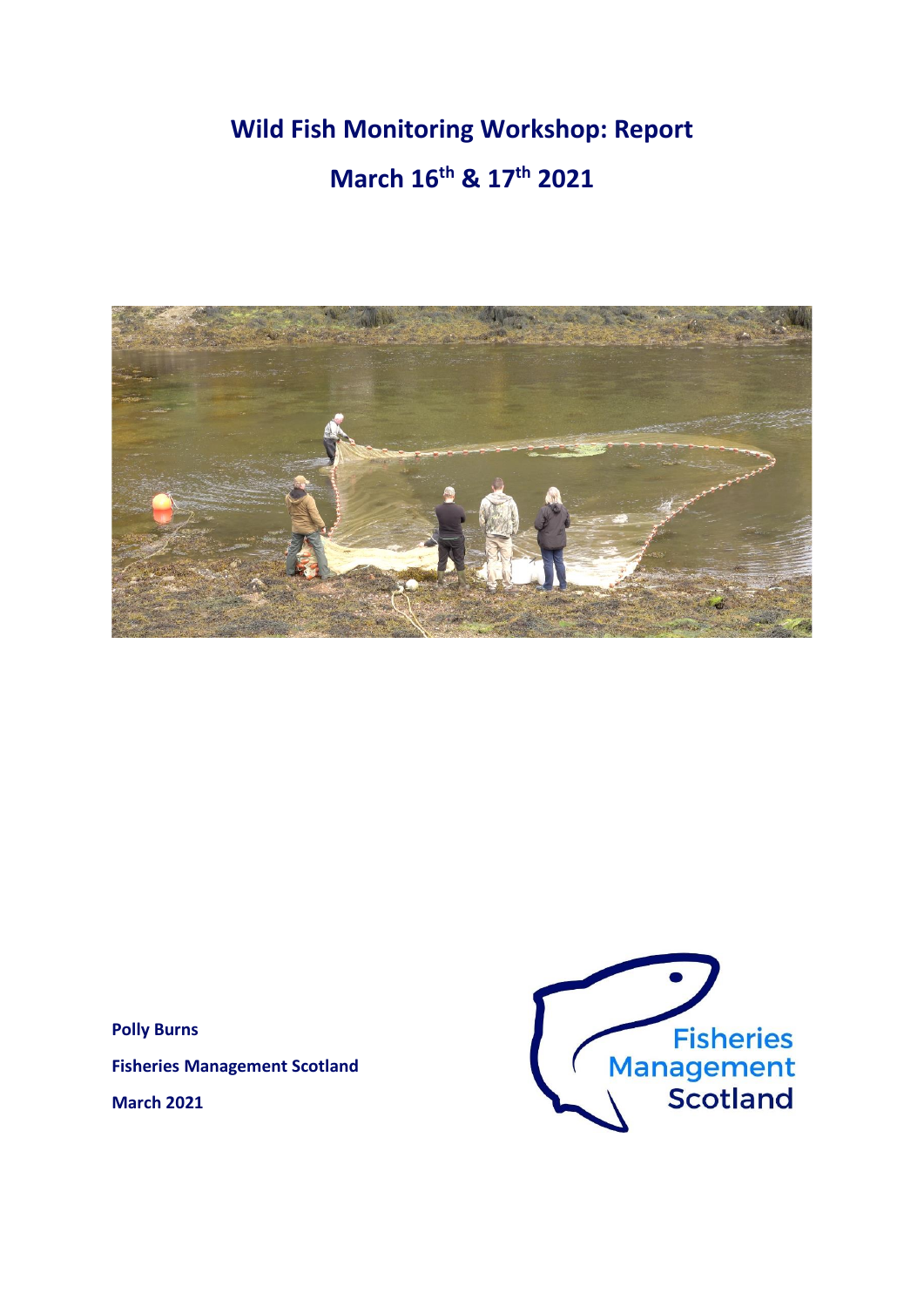# Wild Fish Monitoring Workshop: Report

## March 16th & 17th 2021

**Polly Burns**

**Fisheries Management Scotland**

**March 2021**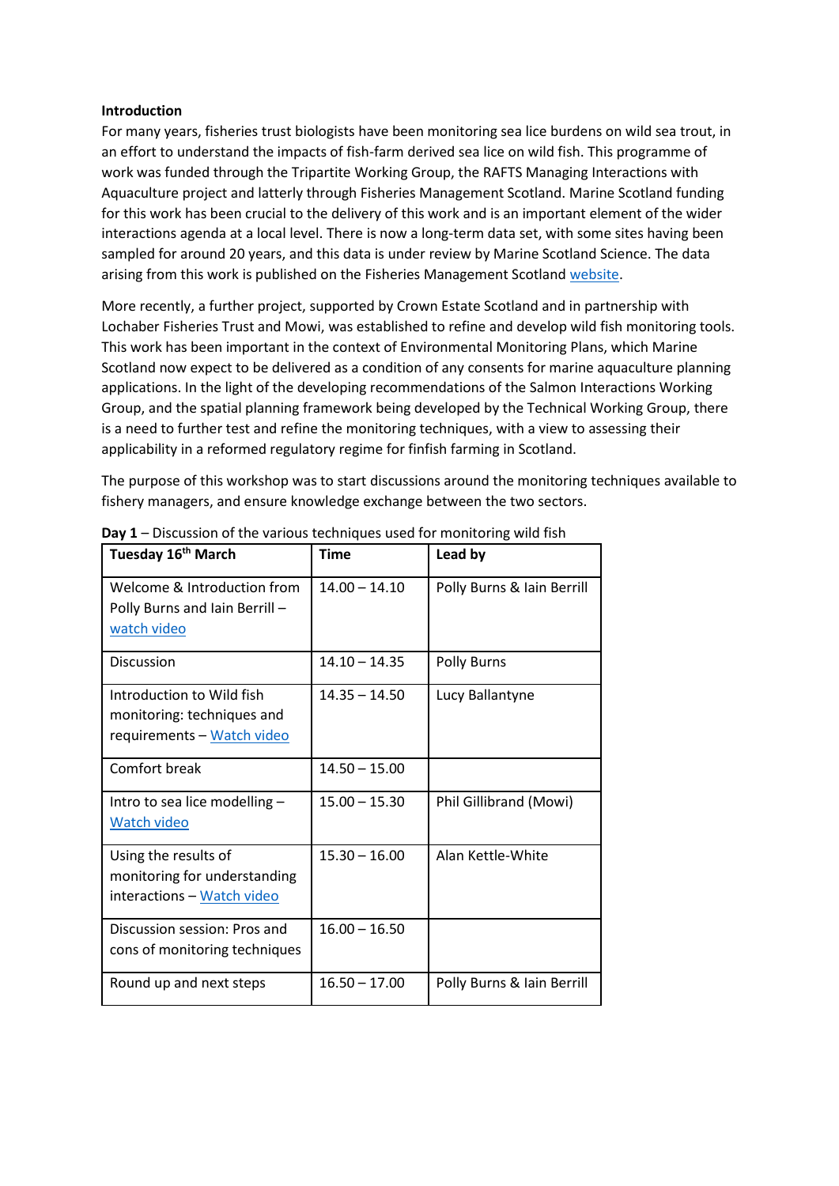**Introduction**

For many years, fisheries trust biologists have been monitoring sea lice burdens on wild sea trout, in an effort to understand the impacts of fish-farm derived sea lice on wild fish. This programme of work was funded through the Tripartite Working Group, the RAFTS Managing Interactions with Aquaculture project and latterly through Fisheries Management Scotland. Marine Scotland funding for this work has been crucial to the delivery of this work and is an important element of the wider interactions agenda at a local level. There is now a long-term data set, with some sites having been sampled for around 20 years, and this data is under review by Marine Scotland Science. The data arising from this work is published on the Fisheries Management Scotland website.

More recently, a further project, supported by Crown Estate Scotland and in partnership with Lochaber Fisheries Trust and Mowi, was established to refine and develop wild fish monitoring tools. This work has been important in the context of Environmental Monitoring Plans, which Marine Scotland now expect to be delivered as a condition of any consents for marine aquaculture planning applications. In the light of the developing recommendations of the Salmon Interactions Working Group, and the spatial planning framework being developed by the Technical Working Group, there is a need to further test and refine the monitoring techniques, with a view to assessing their applicability in a reformed regulatory regime for finfish farming in Scotland.

The purpose of this workshop was to start discussions around the monitoring techniques available to fishery managers, and ensure knowledge exchange between the two sectors.

**Day 1** – Discussion of the various techniques used for monitoring wild fish

| Tuesday 16th March | Time | Lead by |
|---|---|---|
| Welcome & Introduction from Polly Burns and Iain Berrill – watch video | 14.00 – 14.10 | Polly Burns & Iain Berrill |
| Discussion | 14.10 – 14.35 | Polly Burns |
| Introduction to Wild fish monitoring: techniques and requirements – Watch video | 14.35 – 14.50 | Lucy Ballantyne |
| Comfort break | 14.50 – 15.00 | |
| Intro to sea lice modelling – Watch video | 15.00 – 15.30 | Phil Gillibrand (Mowi) |
| Using the results of monitoring for understanding interactions – Watch video | 15.30 – 16.00 | Alan Kettle-White |
| Discussion session: Pros and cons of monitoring techniques | 16.00 – 16.50 | |
| Round up and next steps | 16.50 – 17.00 | Polly Burns & Iain Berrill |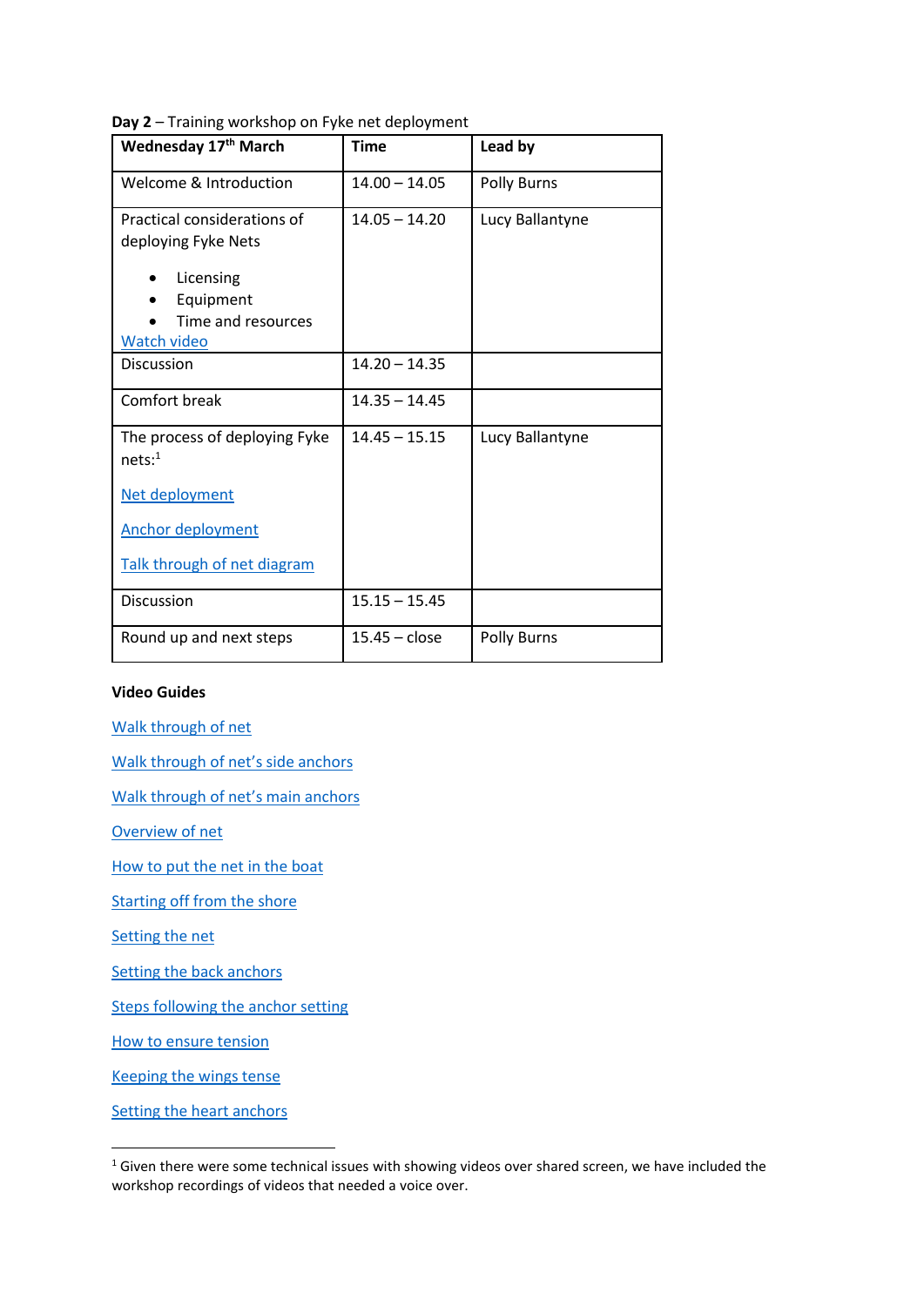**Day 2** – Training workshop on Fyke net deployment

| **Wednesday 17th March** | **Time** | **Lead by** |
|---|---|---|
| Welcome & Introduction | 14.00 – 14.05 | Polly Burns |
| Practical considerations of deploying Fyke Nets<br>• Licensing<br>• Equipment<br>• Time and resources<br>Watch video | 14.05 – 14.20 | Lucy Ballantyne |
| Discussion | 14.20 – 14.35 | |
| Comfort break | 14.35 – 14.45 | |
| The process of deploying Fyke nets:[1]<br>Net deployment<br>Anchor deployment<br>Talk through of net diagram | 14.45 – 15.15 | Lucy Ballantyne |
| Discussion | 15.15 – 15.45 | |
| Round up and next steps | 15.45 – close | Polly Burns |

**Video Guides**

Walk through of net

Walk through of net's side anchors

Walk through of net's main anchors

Overview of net

How to put the net in the boat

Starting off from the shore

Setting the net

Setting the back anchors

Steps following the anchor setting

How to ensure tension

Keeping the wings tense

Setting the heart anchors

[1] Given there were some technical issues with showing videos over shared screen, we have included the workshop recordings of videos that needed a voice over.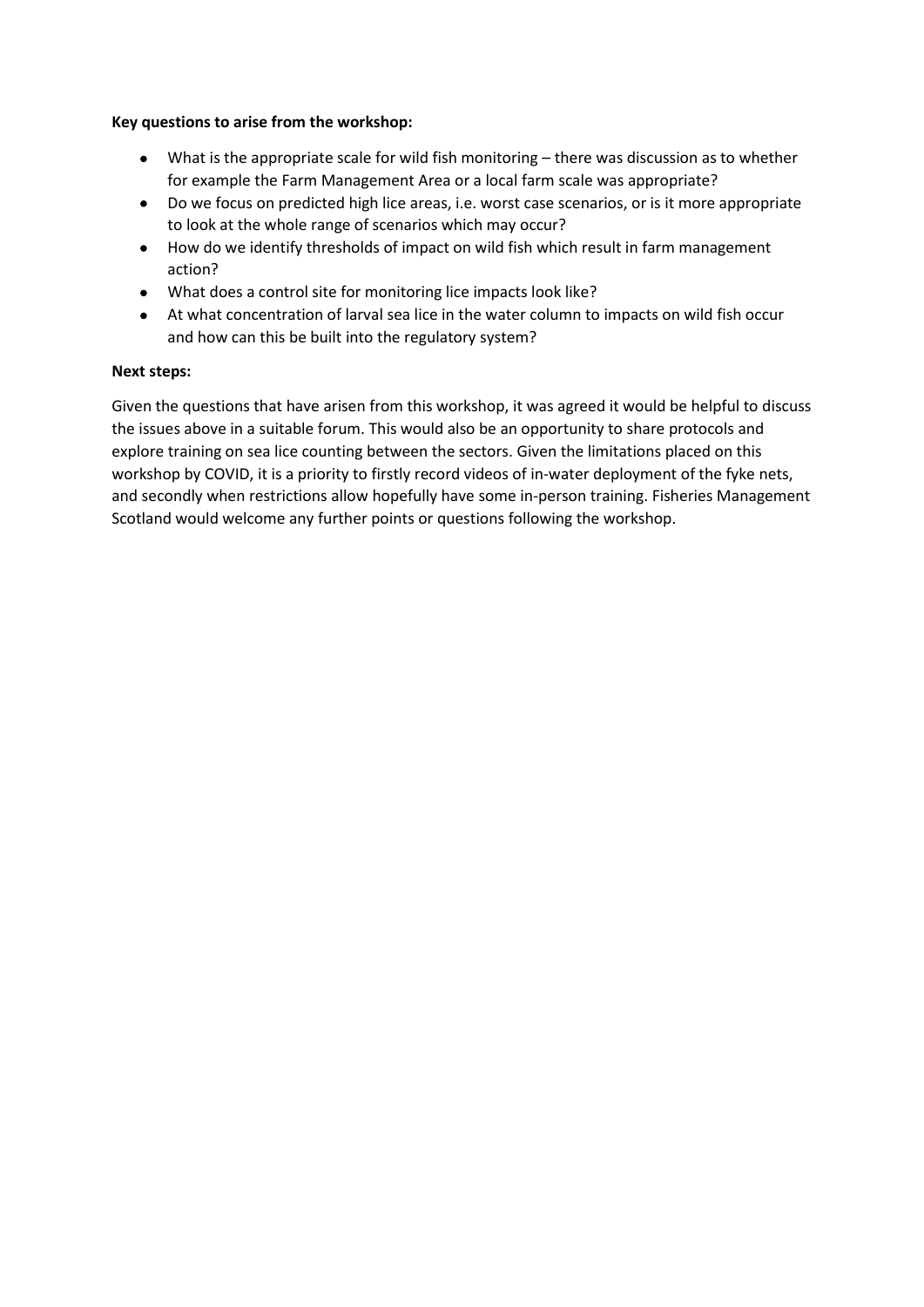**Key questions to arise from the workshop:**

- What is the appropriate scale for wild fish monitoring – there was discussion as to whether for example the Farm Management Area or a local farm scale was appropriate?
- Do we focus on predicted high lice areas, i.e. worst case scenarios, or is it more appropriate to look at the whole range of scenarios which may occur?
- How do we identify thresholds of impact on wild fish which result in farm management action?
- What does a control site for monitoring lice impacts look like?
- At what concentration of larval sea lice in the water column to impacts on wild fish occur and how can this be built into the regulatory system?

**Next steps:**

Given the questions that have arisen from this workshop, it was agreed it would be helpful to discuss the issues above in a suitable forum. This would also be an opportunity to share protocols and explore training on sea lice counting between the sectors. Given the limitations placed on this workshop by COVID, it is a priority to firstly record videos of in-water deployment of the fyke nets, and secondly when restrictions allow hopefully have some in-person training. Fisheries Management Scotland would welcome any further points or questions following the workshop.